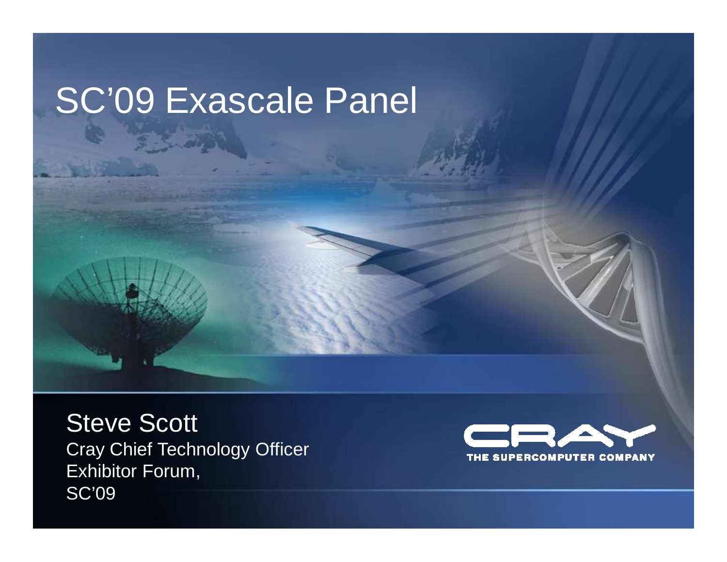# SC’09 Exascale Panel

Steve Scott

Cray Chief Technology Officer

Exhibitor Forum,

SC’09

CRAY

THE SUPERCOMPUTER COMPANY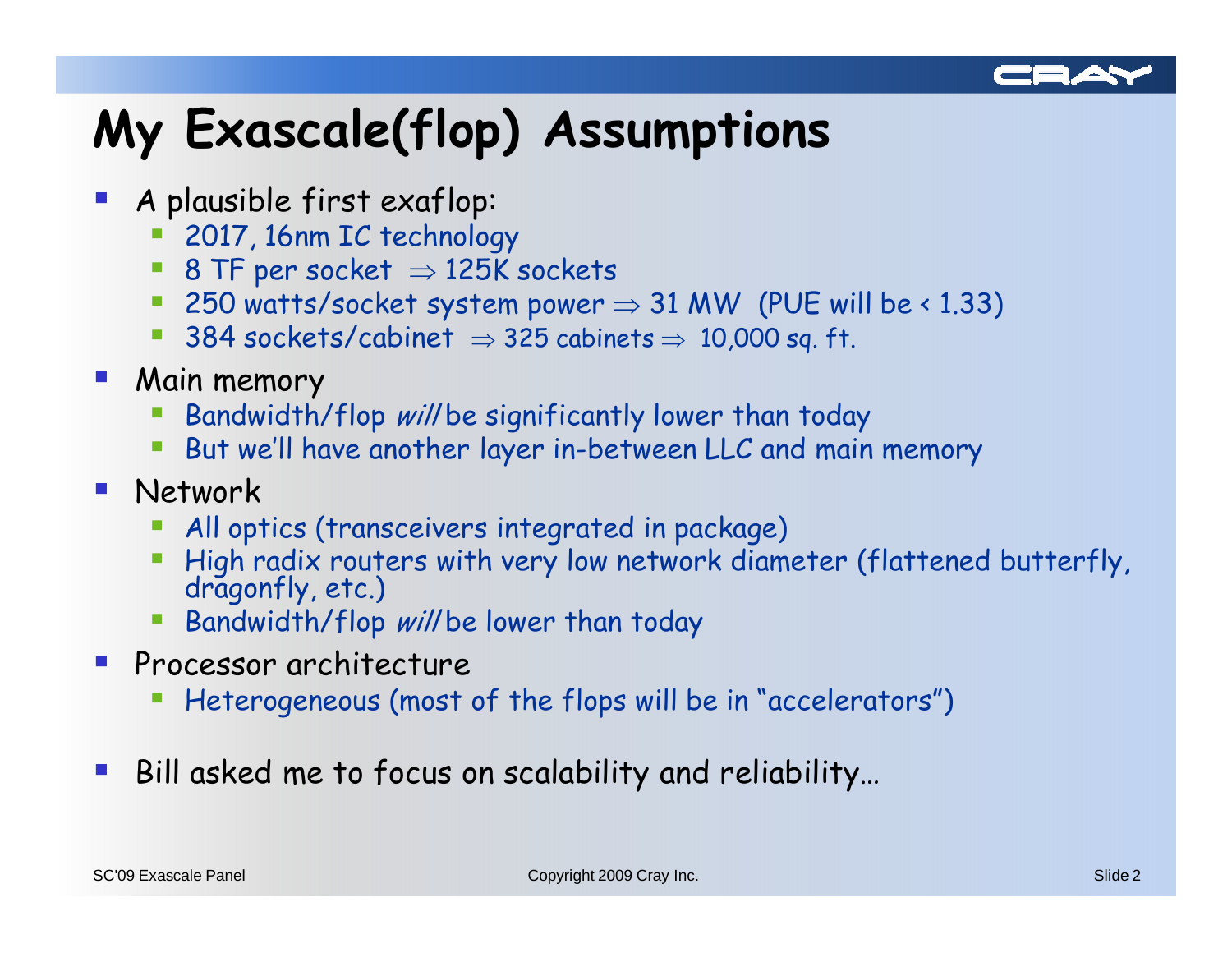# My Exascale(flop) Assumptions

- A plausible first exaflop:
  - 2017, 16nm IC technology
  - 8 TF per socket $\Rightarrow$ 125K sockets
  - 250 watts/socket system power $\Rightarrow$ 31 MW (PUE will be < 1.33)
  - 384 sockets/cabinet $\Rightarrow$ 325 cabinets $\Rightarrow$ 10,000 sq. ft.
- Main memory
  - Bandwidth/flop *will* be significantly lower than today
  - But we'll have another layer in-between LLC and main memory
- Network
  - All optics (transceivers integrated in package)
  - High radix routers with very low network diameter (flattened butterfly, dragonfly, etc.)
  - Bandwidth/flop *will* be lower than today
- Processor architecture
  - Heterogeneous (most of the flops will be in "accelerators")
- Bill asked me to focus on scalability and reliability…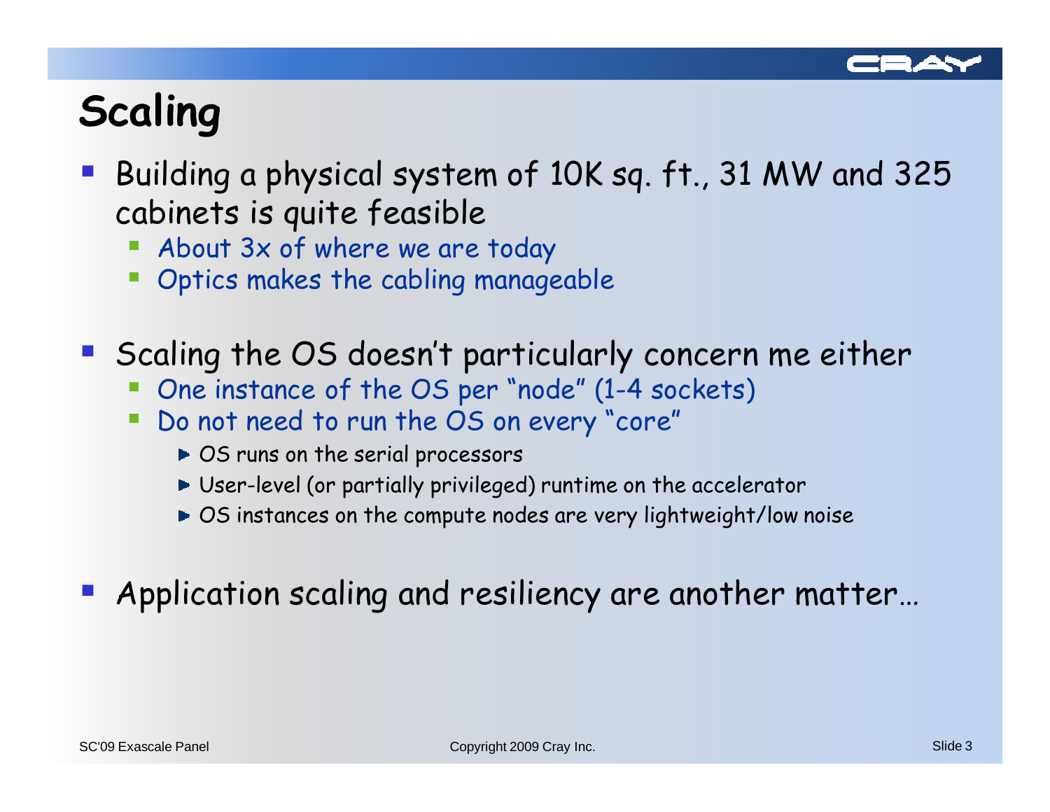# Scaling

- Building a physical system of 10K sq. ft., 31 MW and 325 cabinets is quite feasible
  - About 3x of where we are today
  - Optics makes the cabling manageable
- Scaling the OS doesn't particularly concern me either
  - One instance of the OS per "node" (1-4 sockets)
  - Do not need to run the OS on every "core"
    - OS runs on the serial processors
    - User-level (or partially privileged) runtime on the accelerator
    - OS instances on the compute nodes are very lightweight/low noise
- Application scaling and resiliency are another matter…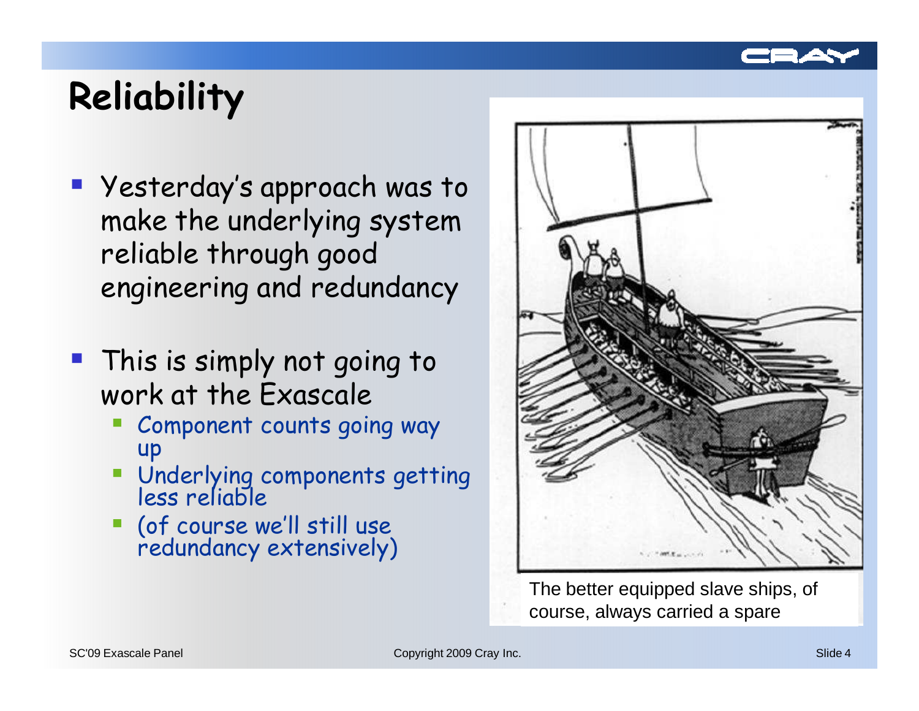# Reliability

- Yesterday's approach was to make the underlying system reliable through good engineering and redundancy
- This is simply not going to work at the Exascale
  - Component counts going way up
  - Underlying components getting less reliable
  - (of course we'll still use redundancy extensively)

The better equipped slave ships, of course, always carried a spare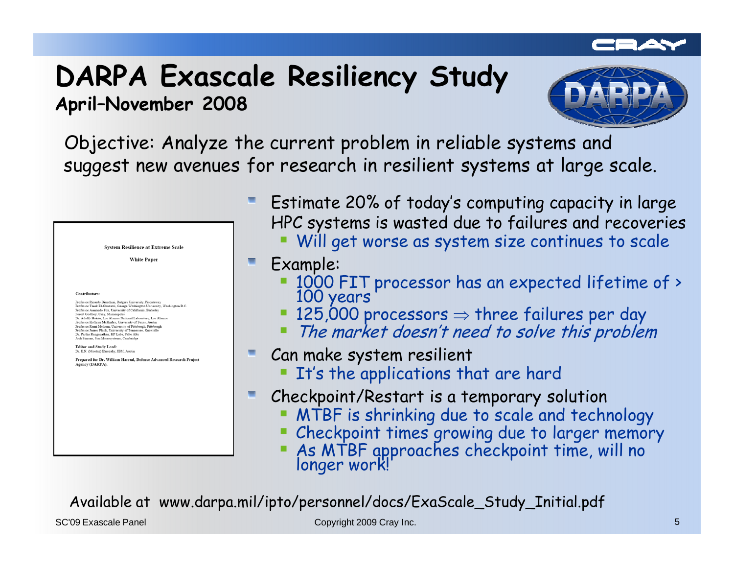# DARPA Exascale Resiliency Study

**April–November 2008**

Objective: Analyze the current problem in reliable systems and suggest new avenues for research in resilient systems at large scale.

**System Resilience at Extreme Scale**

**White Paper**

**Contributors:**

Professor Ricardo Bianchini, Rutgers University, Piscataway
Professor Tarek El-Ghazawi, George Washington University, Washington D.C.
Professor Armando Fox, University of California, Berkeley
Forest Godfrey, Cray, Minneapolis
Dr. Adolfy Hoisie, Los Alamos National Laboratory, Los Alamos
Professor Kathryn McKinley, University of Texas, Austin
Professor Rami Melhem, University of Pittsburgh, Pittsburgh
Professor James Plank, University of Tennessee, Knoxville
Dr. Partha Ranganathan, HP Labs, Palo Alto
Josh Simons, Sun Microsystems, Cambridge

**Editor and Study Lead:**
Dr. E.N. (Mootaz) Elnozahy, IBM, Austin

**Prepared for Dr. William Harrod, Defense Advanced Research Project Agency (DARPA).**

- Estimate 20% of today's computing capacity in large HPC systems is wasted due to failures and recoveries
  - Will get worse as system size continues to scale
- Example:
  - 1000 FIT processor has an expected lifetime of > 100 years
  - 125,000 processors $\Rightarrow$ three failures per day
  - *The market doesn't need to solve this problem*
- Can make system resilient
  - It's the applications that are hard
- Checkpoint/Restart is a temporary solution
  - MTBF is shrinking due to scale and technology
  - Checkpoint times growing due to larger memory
  - As MTBF approaches checkpoint time, will no longer work!

Available at www.darpa.mil/ipto/personnel/docs/ExaScale_Study_Initial.pdf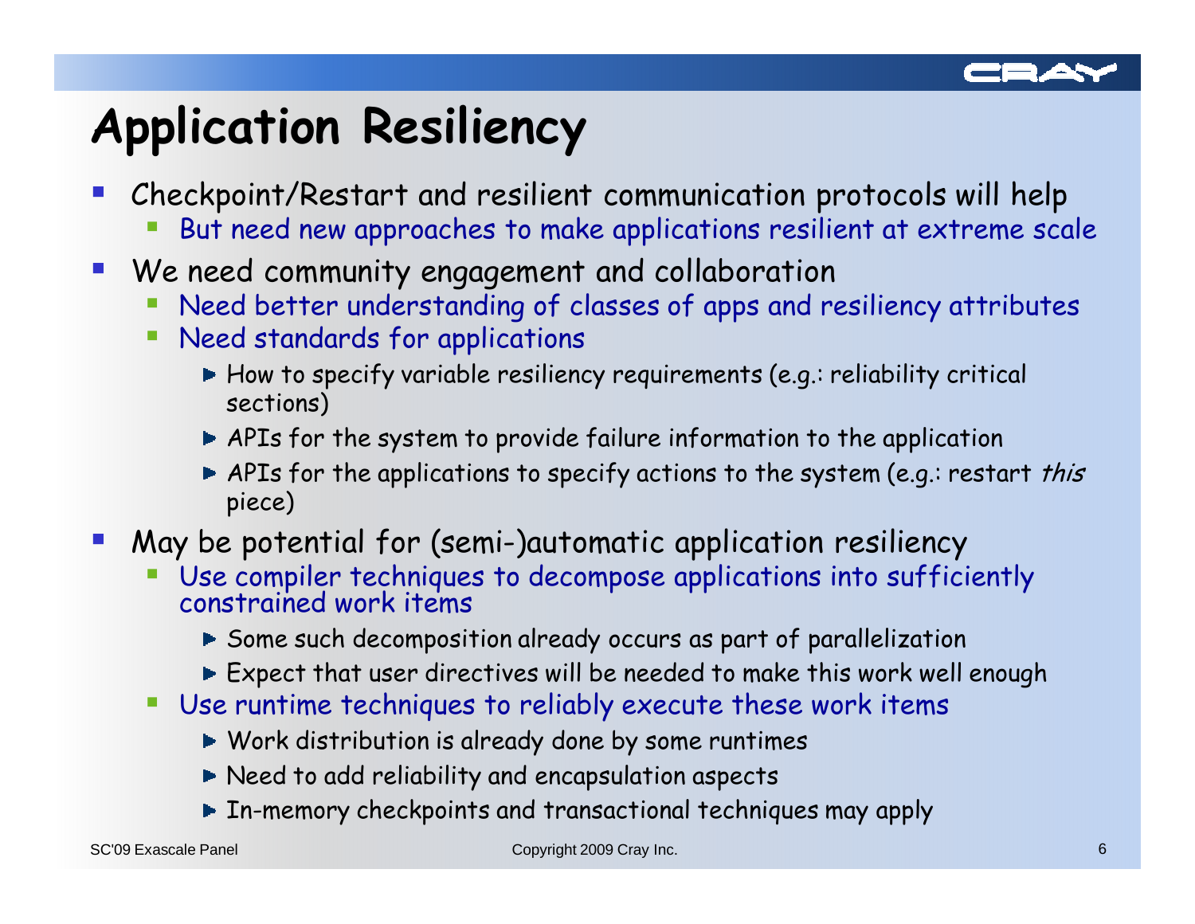# Application Resiliency

- Checkpoint/Restart and resilient communication protocols will help
  - But need new approaches to make applications resilient at extreme scale
- We need community engagement and collaboration
  - Need better understanding of classes of apps and resiliency attributes
  - Need standards for applications
    - How to specify variable resiliency requirements (e.g.: reliability critical sections)
    - APIs for the system to provide failure information to the application
    - APIs for the applications to specify actions to the system (e.g.: restart *this* piece)
- May be potential for (semi-)automatic application resiliency
  - Use compiler techniques to decompose applications into sufficiently constrained work items
    - Some such decomposition already occurs as part of parallelization
    - Expect that user directives will be needed to make this work well enough
  - Use runtime techniques to reliably execute these work items
    - Work distribution is already done by some runtimes
    - Need to add reliability and encapsulation aspects
    - In-memory checkpoints and transactional techniques may apply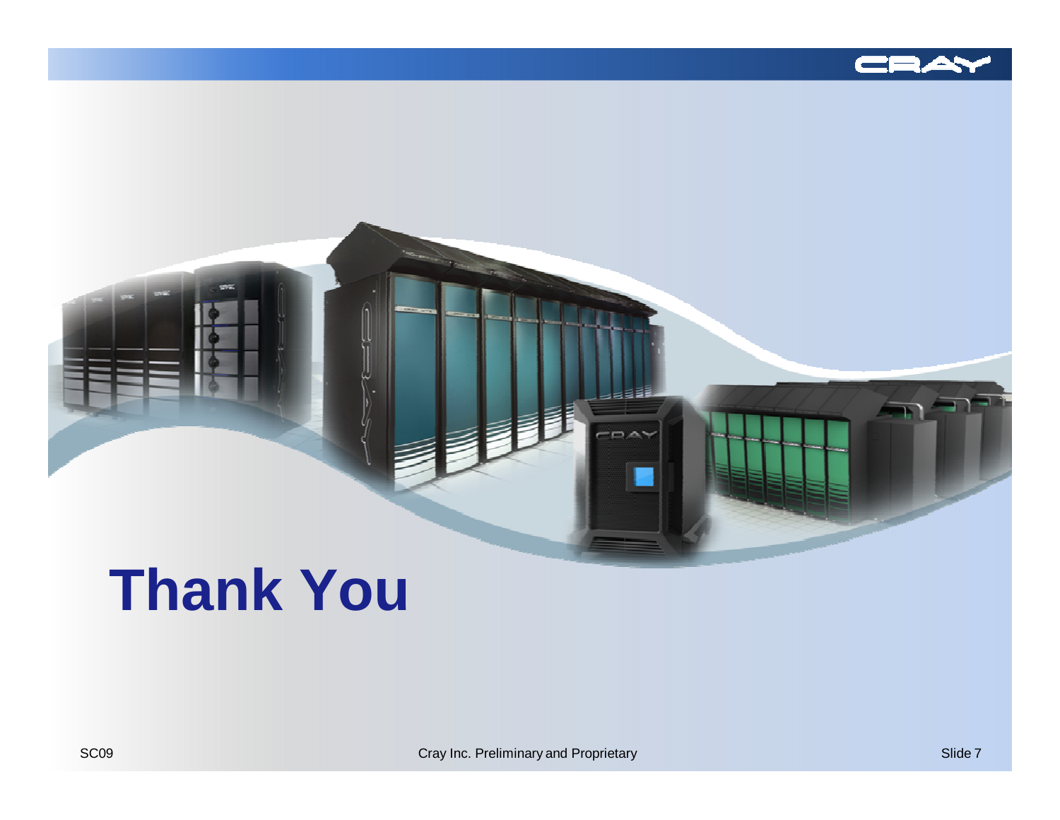# Thank You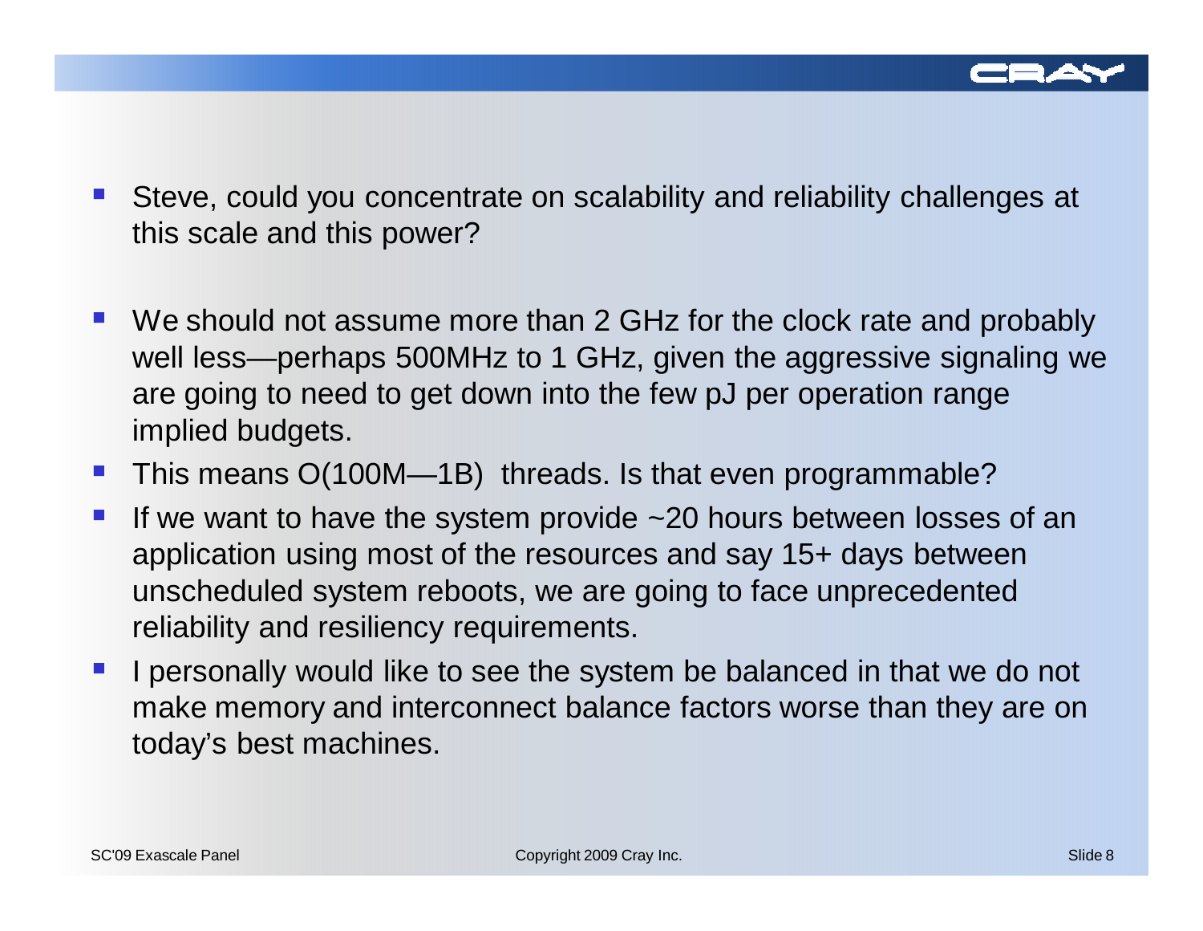- Steve, could you concentrate on scalability and reliability challenges at this scale and this power?

- We should not assume more than 2 GHz for the clock rate and probably well less—perhaps 500MHz to 1 GHz, given the aggressive signaling we are going to need to get down into the few pJ per operation range implied budgets.
- This means O(100M—1B) threads. Is that even programmable?
- If we want to have the system provide ~20 hours between losses of an application using most of the resources and say 15+ days between unscheduled system reboots, we are going to face unprecedented reliability and resiliency requirements.
- I personally would like to see the system be balanced in that we do not make memory and interconnect balance factors worse than they are on today's best machines.